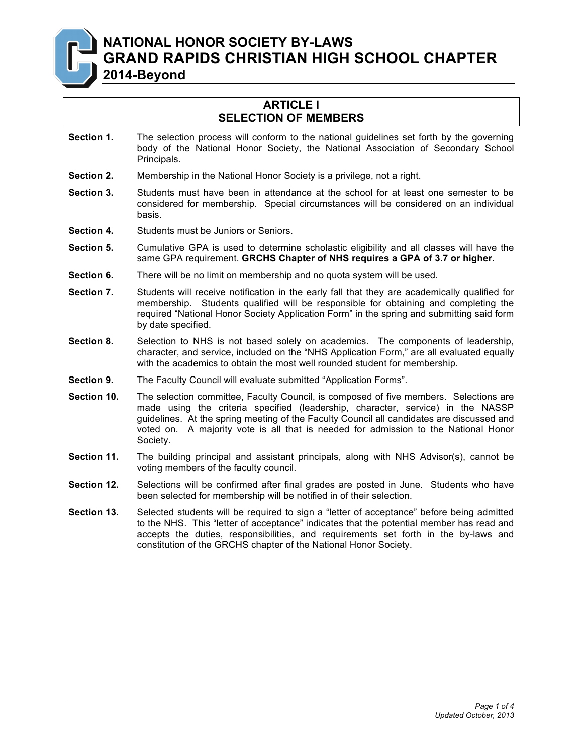# NATIONAL HONOR SOCIETY BY-LAWS
# GRAND RAPIDS CHRISTIAN HIGH SCHOOL CHAPTER
## 2014-Beyond

## ARTICLE I
## SELECTION OF MEMBERS

**Section 1.** The selection process will conform to the national guidelines set forth by the governing body of the National Honor Society, the National Association of Secondary School Principals.

**Section 2.** Membership in the National Honor Society is a privilege, not a right.

**Section 3.** Students must have been in attendance at the school for at least one semester to be considered for membership. Special circumstances will be considered on an individual basis.

**Section 4.** Students must be Juniors or Seniors.

**Section 5.** Cumulative GPA is used to determine scholastic eligibility and all classes will have the same GPA requirement. **GRCHS Chapter of NHS requires a GPA of 3.7 or higher.**

**Section 6.** There will be no limit on membership and no quota system will be used.

**Section 7.** Students will receive notification in the early fall that they are academically qualified for membership. Students qualified will be responsible for obtaining and completing the required "National Honor Society Application Form" in the spring and submitting said form by date specified.

**Section 8.** Selection to NHS is not based solely on academics. The components of leadership, character, and service, included on the "NHS Application Form," are all evaluated equally with the academics to obtain the most well rounded student for membership.

**Section 9.** The Faculty Council will evaluate submitted "Application Forms".

**Section 10.** The selection committee, Faculty Council, is composed of five members. Selections are made using the criteria specified (leadership, character, service) in the NASSP guidelines. At the spring meeting of the Faculty Council all candidates are discussed and voted on. A majority vote is all that is needed for admission to the National Honor Society.

**Section 11.** The building principal and assistant principals, along with NHS Advisor(s), cannot be voting members of the faculty council.

**Section 12.** Selections will be confirmed after final grades are posted in June. Students who have been selected for membership will be notified in of their selection.

**Section 13.** Selected students will be required to sign a "letter of acceptance" before being admitted to the NHS. This "letter of acceptance" indicates that the potential member has read and accepts the duties, responsibilities, and requirements set forth in the by-laws and constitution of the GRCHS chapter of the National Honor Society.

*Updated October, 2013*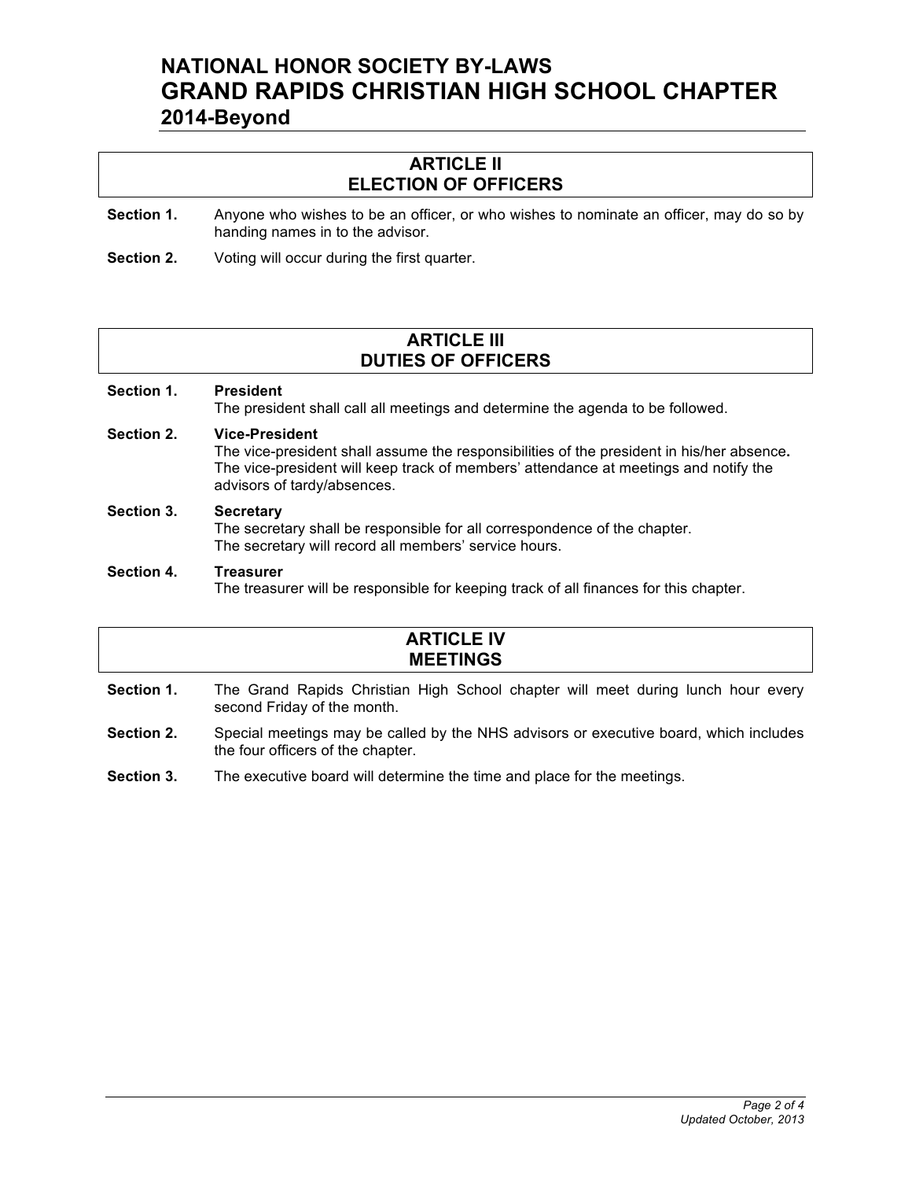# NATIONAL HONOR SOCIETY BY-LAWS
# GRAND RAPIDS CHRISTIAN HIGH SCHOOL CHAPTER
## 2014-Beyond

## ARTICLE II
## ELECTION OF OFFICERS

**Section 1.** Anyone who wishes to be an officer, or who wishes to nominate an officer, may do so by handing names in to the advisor.

**Section 2.** Voting will occur during the first quarter.

## ARTICLE III
## DUTIES OF OFFICERS

**Section 1.** **President**
The president shall call all meetings and determine the agenda to be followed.

**Section 2.** **Vice-President**
The vice-president shall assume the responsibilities of the president in his/her absence**.** The vice-president will keep track of members' attendance at meetings and notify the advisors of tardy/absences.

**Section 3.** **Secretary**
The secretary shall be responsible for all correspondence of the chapter.
The secretary will record all members' service hours.

**Section 4.** **Treasurer**
The treasurer will be responsible for keeping track of all finances for this chapter.

## ARTICLE IV
## MEETINGS

**Section 1.** The Grand Rapids Christian High School chapter will meet during lunch hour every second Friday of the month.

**Section 2.** Special meetings may be called by the NHS advisors or executive board, which includes the four officers of the chapter.

**Section 3.** The executive board will determine the time and place for the meetings.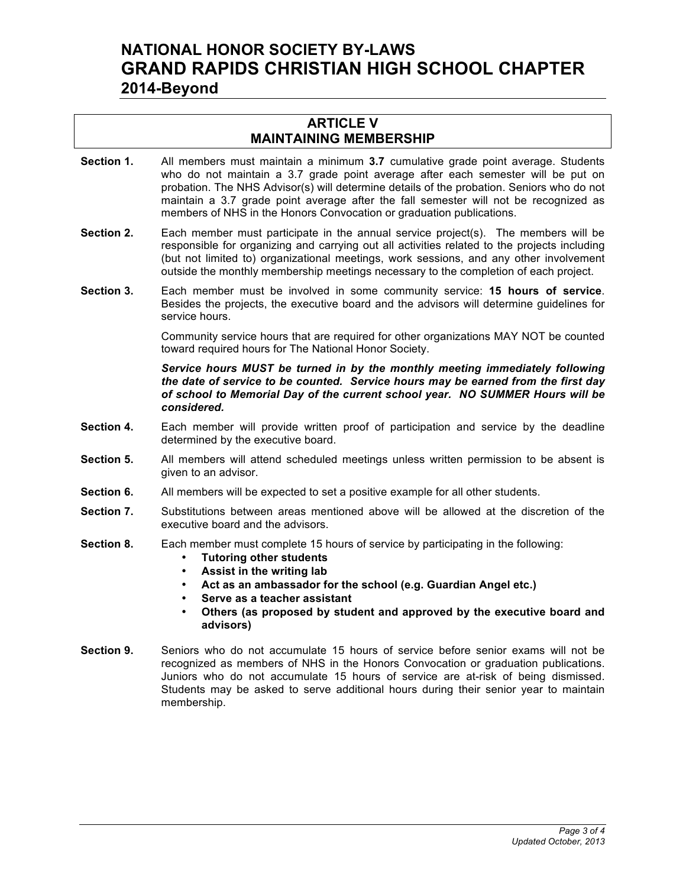# NATIONAL HONOR SOCIETY BY-LAWS
# GRAND RAPIDS CHRISTIAN HIGH SCHOOL CHAPTER
## 2014-Beyond

## ARTICLE V
## MAINTAINING MEMBERSHIP

**Section 1.** All members must maintain a minimum **3.7** cumulative grade point average. Students who do not maintain a 3.7 grade point average after each semester will be put on probation. The NHS Advisor(s) will determine details of the probation. Seniors who do not maintain a 3.7 grade point average after the fall semester will not be recognized as members of NHS in the Honors Convocation or graduation publications.

**Section 2.** Each member must participate in the annual service project(s). The members will be responsible for organizing and carrying out all activities related to the projects including (but not limited to) organizational meetings, work sessions, and any other involvement outside the monthly membership meetings necessary to the completion of each project.

**Section 3.** Each member must be involved in some community service: **15 hours of service**. Besides the projects, the executive board and the advisors will determine guidelines for service hours.

Community service hours that are required for other organizations MAY NOT be counted toward required hours for The National Honor Society.

***Service hours MUST be turned in by the monthly meeting immediately following the date of service to be counted. Service hours may be earned from the first day of school to Memorial Day of the current school year. NO SUMMER Hours will be considered.***

**Section 4.** Each member will provide written proof of participation and service by the deadline determined by the executive board.

**Section 5.** All members will attend scheduled meetings unless written permission to be absent is given to an advisor.

**Section 6.** All members will be expected to set a positive example for all other students.

**Section 7.** Substitutions between areas mentioned above will be allowed at the discretion of the executive board and the advisors.

**Section 8.** Each member must complete 15 hours of service by participating in the following:

- **Tutoring other students**
- **Assist in the writing lab**
- **Act as an ambassador for the school (e.g. Guardian Angel etc.)**
- **Serve as a teacher assistant**
- **Others (as proposed by student and approved by the executive board and advisors)**

**Section 9.** Seniors who do not accumulate 15 hours of service before senior exams will not be recognized as members of NHS in the Honors Convocation or graduation publications. Juniors who do not accumulate 15 hours of service are at-risk of being dismissed. Students may be asked to serve additional hours during their senior year to maintain membership.

*Updated October, 2013*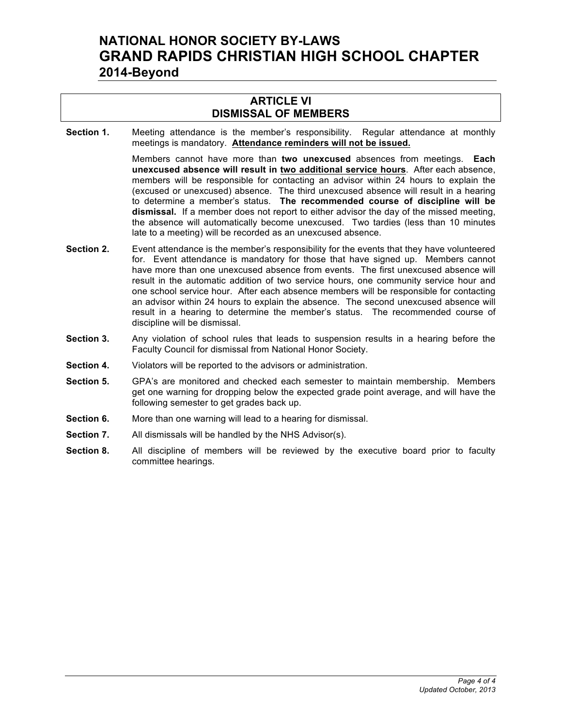# NATIONAL HONOR SOCIETY BY-LAWS
# GRAND RAPIDS CHRISTIAN HIGH SCHOOL CHAPTER
## 2014-Beyond

## ARTICLE VI
## DISMISSAL OF MEMBERS

**Section 1.** Meeting attendance is the member's responsibility. Regular attendance at monthly meetings is mandatory. **Attendance reminders will not be issued.**

Members cannot have more than **two unexcused** absences from meetings. **Each unexcused absence will result in two additional service hours**. After each absence, members will be responsible for contacting an advisor within 24 hours to explain the (excused or unexcused) absence. The third unexcused absence will result in a hearing to determine a member's status. **The recommended course of discipline will be dismissal.** If a member does not report to either advisor the day of the missed meeting, the absence will automatically become unexcused. Two tardies (less than 10 minutes late to a meeting) will be recorded as an unexcused absence.

**Section 2.** Event attendance is the member's responsibility for the events that they have volunteered for. Event attendance is mandatory for those that have signed up. Members cannot have more than one unexcused absence from events. The first unexcused absence will result in the automatic addition of two service hours, one community service hour and one school service hour. After each absence members will be responsible for contacting an advisor within 24 hours to explain the absence. The second unexcused absence will result in a hearing to determine the member's status. The recommended course of discipline will be dismissal.

**Section 3.** Any violation of school rules that leads to suspension results in a hearing before the Faculty Council for dismissal from National Honor Society.

**Section 4.** Violators will be reported to the advisors or administration.

**Section 5.** GPA's are monitored and checked each semester to maintain membership. Members get one warning for dropping below the expected grade point average, and will have the following semester to get grades back up.

**Section 6.** More than one warning will lead to a hearing for dismissal.

**Section 7.** All dismissals will be handled by the NHS Advisor(s).

**Section 8.** All discipline of members will be reviewed by the executive board prior to faculty committee hearings.

*Updated October, 2013*